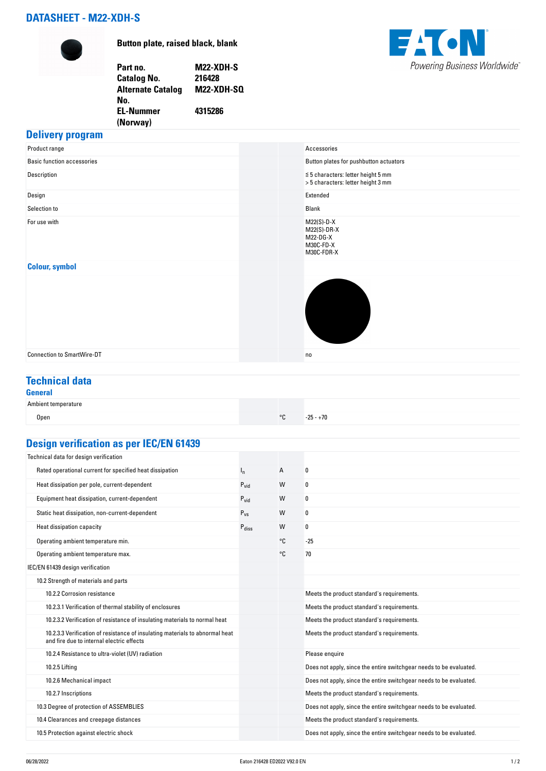# DATASHEET - M22-XDH-S

**Button plate, raised black, blank**

| | |
|---|---|
| **Part no.** | **M22-XDH-S** |
| **Catalog No.** | **216428** |
| **Alternate Catalog No.** | **M22-XDH-SQ** |
| **EL-Nummer (Norway)** | **4315286** |

Powering Business Worldwide

## Delivery program

| | | | |
|---|---|---|---|
| Product range | | | Accessories |
| Basic function accessories | | | Button plates for pushbutton actuators |
| Description | | | ≦ 5 characters: letter height 5 mm<br>> 5 characters: letter height 3 mm |
| Design | | | Extended |
| Selection to | | | Blank |
| For use with | | | M22(S)-D-X<br>M22(S)-DR-X<br>M22-DG-X<br>M30C-FD-X<br>M30C-FDR-X |
| **Colour, symbol** | | | |
| Connection to SmartWire-DT | | | no |

## Technical data

### General

| | | | |
|---|---|---|---|
| Ambient temperature | | | |
| Open | | °C | -25 - +70 |

## Design verification as per IEC/EN 61439

| | | | |
|---|---|---|---|
| Technical data for design verification | | | |
| Rated operational current for specified heat dissipation | $I_n$ | A | 0 |
| Heat dissipation per pole, current-dependent | $P_{vid}$ | W | 0 |
| Equipment heat dissipation, current-dependent | $P_{vid}$ | W | 0 |
| Static heat dissipation, non-current-dependent | $P_{vs}$ | W | 0 |
| Heat dissipation capacity | $P_{diss}$ | W | 0 |
| Operating ambient temperature min. | | °C | -25 |
| Operating ambient temperature max. | | °C | 70 |
| IEC/EN 61439 design verification | | | |
| 10.2 Strength of materials and parts | | | |
| 10.2.2 Corrosion resistance | | | Meets the product standard's requirements. |
| 10.2.3.1 Verification of thermal stability of enclosures | | | Meets the product standard's requirements. |
| 10.2.3.2 Verification of resistance of insulating materials to normal heat | | | Meets the product standard's requirements. |
| 10.2.3.3 Verification of resistance of insulating materials to abnormal heat and fire due to internal electric effects | | | Meets the product standard's requirements. |
| 10.2.4 Resistance to ultra-violet (UV) radiation | | | Please enquire |
| 10.2.5 Lifting | | | Does not apply, since the entire switchgear needs to be evaluated. |
| 10.2.6 Mechanical impact | | | Does not apply, since the entire switchgear needs to be evaluated. |
| 10.2.7 Inscriptions | | | Meets the product standard's requirements. |
| 10.3 Degree of protection of ASSEMBLIES | | | Does not apply, since the entire switchgear needs to be evaluated. |
| 10.4 Clearances and creepage distances | | | Meets the product standard's requirements. |
| 10.5 Protection against electric shock | | | Does not apply, since the entire switchgear needs to be evaluated. |

06/28/2022 Eaton 216428 ED2022 V92.0 EN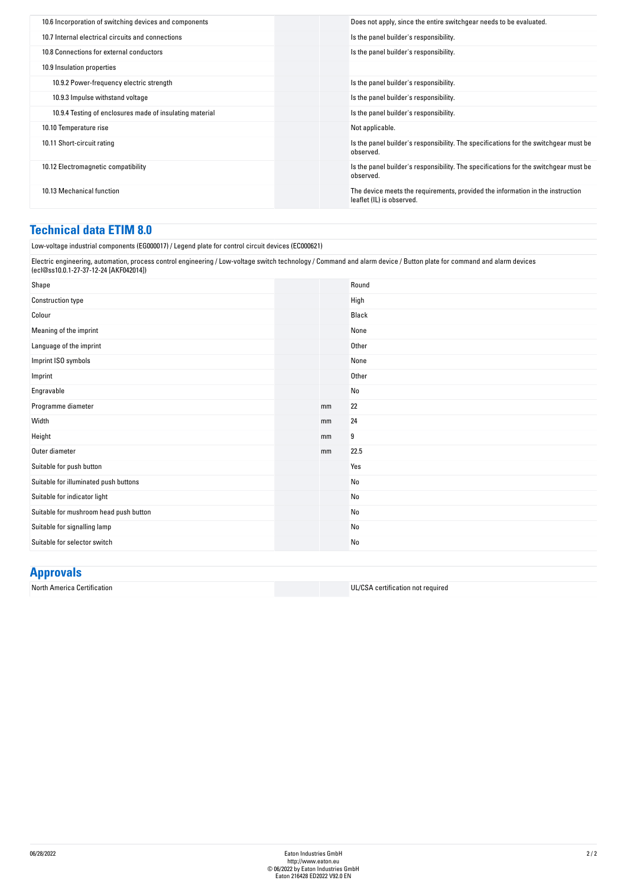| | | | |
|---|---|---|---|
| 10.6 Incorporation of switching devices and components | | | Does not apply, since the entire switchgear needs to be evaluated. |
| 10.7 Internal electrical circuits and connections | | | Is the panel builder's responsibility. |
| 10.8 Connections for external conductors | | | Is the panel builder's responsibility. |
| 10.9 Insulation properties | | | |
| 10.9.2 Power-frequency electric strength | | | Is the panel builder's responsibility. |
| 10.9.3 Impulse withstand voltage | | | Is the panel builder's responsibility. |
| 10.9.4 Testing of enclosures made of insulating material | | | Is the panel builder's responsibility. |
| 10.10 Temperature rise | | | Not applicable. |
| 10.11 Short-circuit rating | | | Is the panel builder's responsibility. The specifications for the switchgear must be observed. |
| 10.12 Electromagnetic compatibility | | | Is the panel builder's responsibility. The specifications for the switchgear must be observed. |
| 10.13 Mechanical function | | | The device meets the requirements, provided the information in the instruction leaflet (IL) is observed. |

## Technical data ETIM 8.0

Low-voltage industrial components (EG000017) / Legend plate for control circuit devices (EC000621)

Electric engineering, automation, process control engineering / Low-voltage switch technology / Command and alarm device / Button plate for command and alarm devices (ecl@ss10.0.1-27-37-12-24 [AKF042014])

| | | | |
|---|---|---|---|
| Shape | | | Round |
| Construction type | | | High |
| Colour | | | Black |
| Meaning of the imprint | | | None |
| Language of the imprint | | | Other |
| Imprint ISO symbols | | | None |
| Imprint | | | Other |
| Engravable | | | No |
| Programme diameter | | mm | 22 |
| Width | | mm | 24 |
| Height | | mm | 9 |
| Outer diameter | | mm | 22.5 |
| Suitable for push button | | | Yes |
| Suitable for illuminated push buttons | | | No |
| Suitable for indicator light | | | No |
| Suitable for mushroom head push button | | | No |
| Suitable for signalling lamp | | | No |
| Suitable for selector switch | | | No |

## Approvals

| | | | |
|---|---|---|---|
| North America Certification | | | UL/CSA certification not required |

06/28/2022

Eaton Industries GmbH
http://www.eaton.eu
© 06/2022 by Eaton Industries GmbH
Eaton 216428 ED2022 V92.0 EN